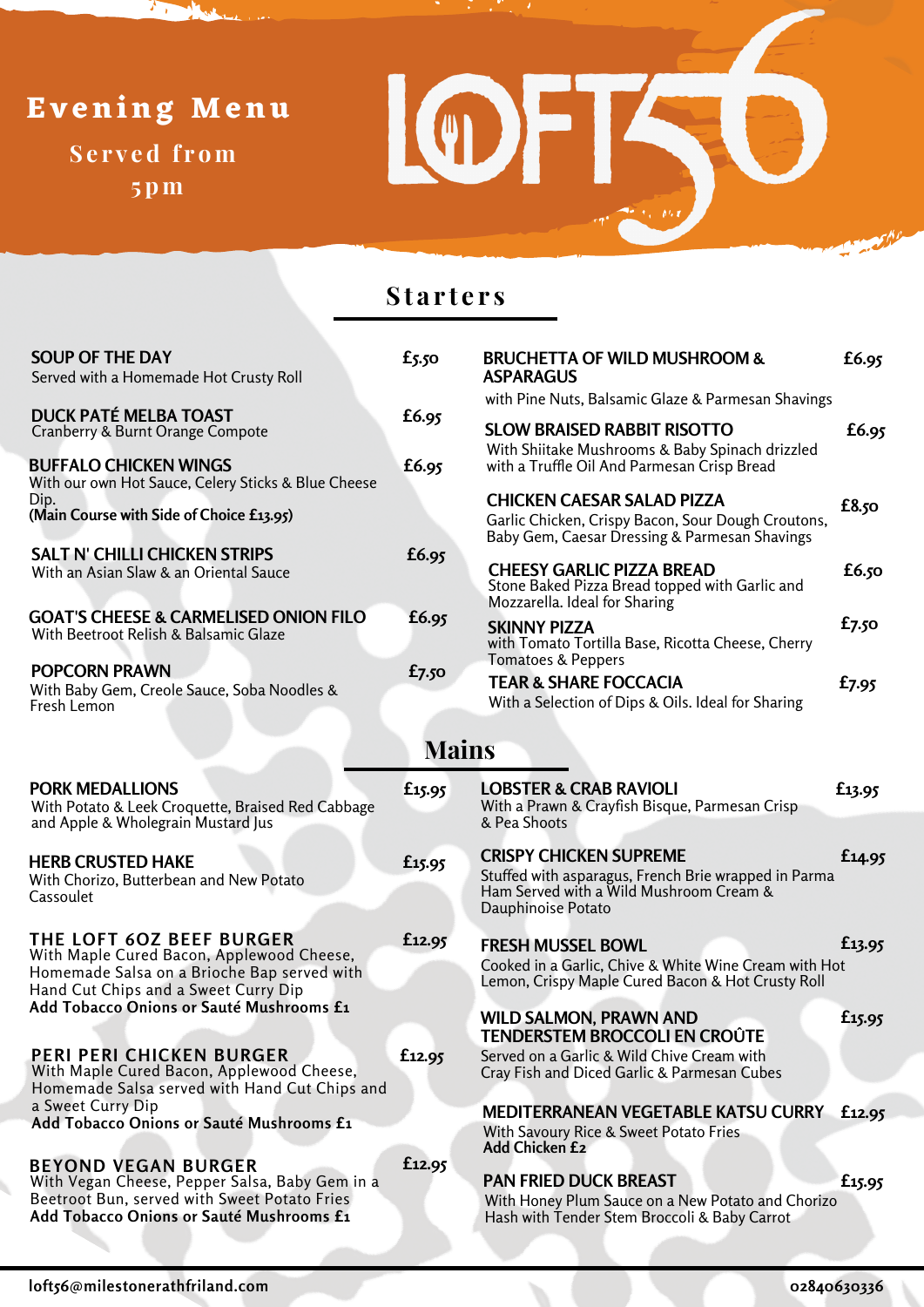# Evening Menu

Served from 5pm

LOFT56

## Starters

**SOUP OF THE DAY** £5.50
Served with a Homemade Hot Crusty Roll

**DUCK PATÉ MELBA TOAST** £6.95
Cranberry & Burnt Orange Compote

**BUFFALO CHICKEN WINGS** £6.95
With our own Hot Sauce, Celery Sticks & Blue Cheese Dip.
**(Main Course with Side of Choice £13.95)**

**SALT N' CHILLI CHICKEN STRIPS** £6.95
With an Asian Slaw & an Oriental Sauce

**GOAT'S CHEESE & CARMELISED ONION FILO** £6.95
With Beetroot Relish & Balsamic Glaze

**POPCORN PRAWN** £7.50
With Baby Gem, Creole Sauce, Soba Noodles & Fresh Lemon

**BRUCHETTA OF WILD MUSHROOM & ASPARAGUS** £6.95
with Pine Nuts, Balsamic Glaze & Parmesan Shavings

**SLOW BRAISED RABBIT RISOTTO** £6.95
With Shiitake Mushrooms & Baby Spinach drizzled with a Truffle Oil And Parmesan Crisp Bread

**CHICKEN CAESAR SALAD PIZZA** £8.50
Garlic Chicken, Crispy Bacon, Sour Dough Croutons, Baby Gem, Caesar Dressing & Parmesan Shavings

**CHEESY GARLIC PIZZA BREAD** £6.50
Stone Baked Pizza Bread topped with Garlic and Mozzarella. Ideal for Sharing

**SKINNY PIZZA** £7.50
with Tomato Tortilla Base, Ricotta Cheese, Cherry Tomatoes & Peppers

**TEAR & SHARE FOCCACIA** £7.95
With a Selection of Dips & Oils. Ideal for Sharing

## Mains

**PORK MEDALLIONS** £15.95
With Potato & Leek Croquette, Braised Red Cabbage and Apple & Wholegrain Mustard Jus

**HERB CRUSTED HAKE** £15.95
With Chorizo, Butterbean and New Potato Cassoulet

**THE LOFT 6OZ BEEF BURGER** £12.95
With Maple Cured Bacon, Applewood Cheese, Homemade Salsa on a Brioche Bap served with Hand Cut Chips and a Sweet Curry Dip
**Add Tobacco Onions or Sauté Mushrooms £1**

**PERI PERI CHICKEN BURGER** £12.95
With Maple Cured Bacon, Applewood Cheese, Homemade Salsa served with Hand Cut Chips and a Sweet Curry Dip
**Add Tobacco Onions or Sauté Mushrooms £1**

**BEYOND VEGAN BURGER** £12.95
With Vegan Cheese, Pepper Salsa, Baby Gem in a Beetroot Bun, served with Sweet Potato Fries
**Add Tobacco Onions or Sauté Mushrooms £1**

**LOBSTER & CRAB RAVIOLI** £13.95
With a Prawn & Crayfish Bisque, Parmesan Crisp & Pea Shoots

**CRISPY CHICKEN SUPREME** £14.95
Stuffed with asparagus, French Brie wrapped in Parma Ham Served with a Wild Mushroom Cream & Dauphinoise Potato

**FRESH MUSSEL BOWL** £13.95
Cooked in a Garlic, Chive & White Wine Cream with Hot Lemon, Crispy Maple Cured Bacon & Hot Crusty Roll

**WILD SALMON, PRAWN AND TENDERSTEM BROCCOLI EN CROÛTE** £15.95
Served on a Garlic & Wild Chive Cream with Cray Fish and Diced Garlic & Parmesan Cubes

**MEDITERRANEAN VEGETABLE KATSU CURRY** £12.95
With Savoury Rice & Sweet Potato Fries
**Add Chicken £2**

**PAN FRIED DUCK BREAST** £15.95
With Honey Plum Sauce on a New Potato and Chorizo Hash with Tender Stem Broccoli & Baby Carrot

loft56@milestonerathfriland.com 02840630336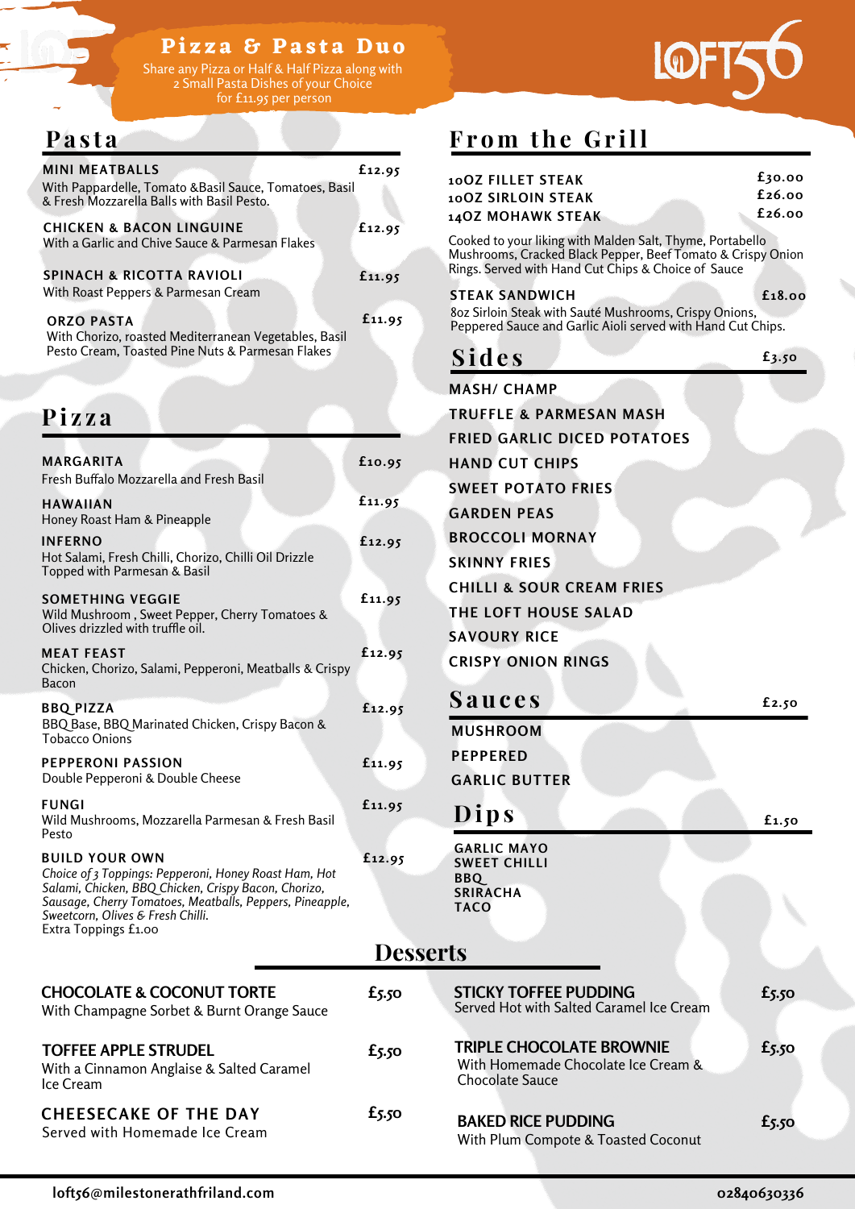## Pizza & Pasta Duo

Share any Pizza or Half & Half Pizza along with 2 Small Pasta Dishes of your Choice for £11.95 per person

LOFT56

# Pasta

**MINI MEATBALLS** — £12.95
With Pappardelle, Tomato &Basil Sauce, Tomatoes, Basil & Fresh Mozzarella Balls with Basil Pesto.

**CHICKEN & BACON LINGUINE** — £12.95
With a Garlic and Chive Sauce & Parmesan Flakes

**SPINACH & RICOTTA RAVIOLI** — £11.95
With Roast Peppers & Parmesan Cream

**ORZO PASTA** — £11.95
With Chorizo, roasted Mediterranean Vegetables, Basil Pesto Cream, Toasted Pine Nuts & Parmesan Flakes

# Pizza

**MARGARITA** — £10.95
Fresh Buffalo Mozzarella and Fresh Basil

**HAWAIIAN** — £11.95
Honey Roast Ham & Pineapple

**INFERNO** — £12.95
Hot Salami, Fresh Chilli, Chorizo, Chilli Oil Drizzle Topped with Parmesan & Basil

**SOMETHING VEGGIE** — £11.95
Wild Mushroom , Sweet Pepper, Cherry Tomatoes & Olives drizzled with truffle oil.

**MEAT FEAST** — £12.95
Chicken, Chorizo, Salami, Pepperoni, Meatballs & Crispy Bacon

**BBQ PIZZA** — £12.95
BBQ Base, BBQ Marinated Chicken, Crispy Bacon & Tobacco Onions

**PEPPERONI PASSION** — £11.95
Double Pepperoni & Double Cheese

**FUNGI** — £11.95
Wild Mushrooms, Mozzarella Parmesan & Fresh Basil Pesto

**BUILD YOUR OWN** — £12.95
*Choice of 3 Toppings: Pepperoni, Honey Roast Ham, Hot Salami, Chicken, BBQ Chicken, Crispy Bacon, Chorizo, Sausage, Cherry Tomatoes, Meatballs, Peppers, Pineapple, Sweetcorn, Olives & Fresh Chilli.*
Extra Toppings £1.00

# From the Grill

**10OZ FILLET STEAK** — £30.00
**10OZ SIRLOIN STEAK** — £26.00
**14OZ MOHAWK STEAK** — £26.00

Cooked to your liking with Malden Salt, Thyme, Portabello Mushrooms, Cracked Black Pepper, Beef Tomato & Crispy Onion Rings. Served with Hand Cut Chips & Choice of Sauce

**STEAK SANDWICH** — £18.00
8oz Sirloin Steak with Sauté Mushrooms, Crispy Onions, Peppered Sauce and Garlic Aioli served with Hand Cut Chips.

# Sides — £3.50

- MASH/ CHAMP
- TRUFFLE & PARMESAN MASH
- FRIED GARLIC DICED POTATOES
- HAND CUT CHIPS
- SWEET POTATO FRIES
- GARDEN PEAS
- BROCCOLI MORNAY
- SKINNY FRIES
- CHILLI & SOUR CREAM FRIES
- THE LOFT HOUSE SALAD
- SAVOURY RICE
- CRISPY ONION RINGS

# Sauces — £2.50

- MUSHROOM
- PEPPERED
- GARLIC BUTTER

# Dips — £1.50

- GARLIC MAYO
- SWEET CHILLI
- BBQ
- SRIRACHA
- TACO

# Desserts

**CHOCOLATE & COCONUT TORTE** — £5.50
With Champagne Sorbet & Burnt Orange Sauce

**TOFFEE APPLE STRUDEL** — £5.50
With a Cinnamon Anglaise & Salted Caramel Ice Cream

**CHEESECAKE OF THE DAY** — £5.50
Served with Homemade Ice Cream

**STICKY TOFFEE PUDDING** — £5.50
Served Hot with Salted Caramel Ice Cream

**TRIPLE CHOCOLATE BROWNIE** — £5.50
With Homemade Chocolate Ice Cream & Chocolate Sauce

**BAKED RICE PUDDING** — £5.50
With Plum Compote & Toasted Coconut

loft56@milestonerathfriland.com

02840630336